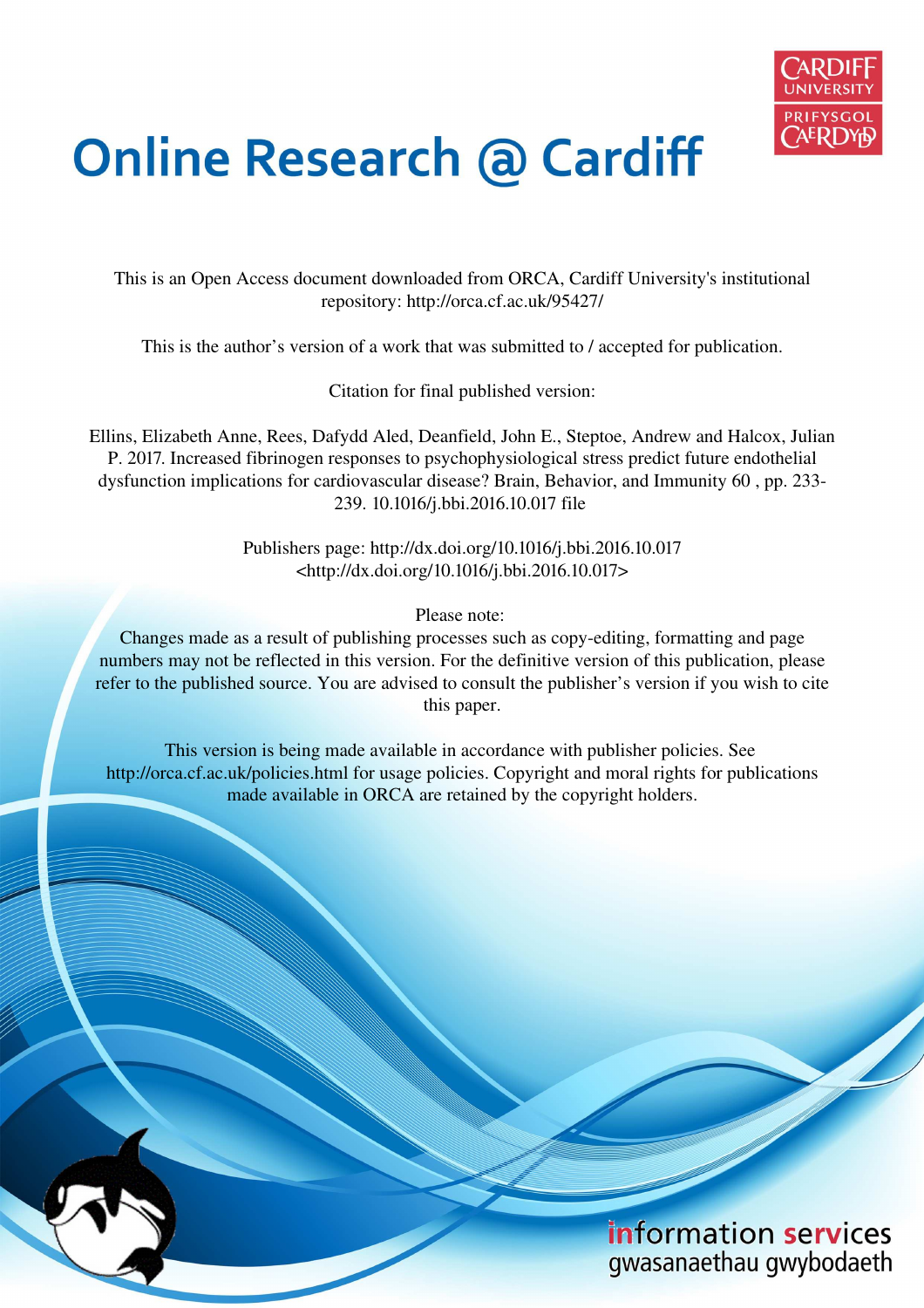# Online Research @ Cardiff

This is an Open Access document downloaded from ORCA, Cardiff University's institutional repository: http://orca.cf.ac.uk/95427/

This is the author's version of a work that was submitted to / accepted for publication.

Citation for final published version:

Ellins, Elizabeth Anne, Rees, Dafydd Aled, Deanfield, John E., Steptoe, Andrew and Halcox, Julian P. 2017. Increased fibrinogen responses to psychophysiological stress predict future endothelial dysfunction implications for cardiovascular disease? Brain, Behavior, and Immunity 60 , pp. 233-239. 10.1016/j.bbi.2016.10.017 file

Publishers page: http://dx.doi.org/10.1016/j.bbi.2016.10.017 <http://dx.doi.org/10.1016/j.bbi.2016.10.017>

Please note:
Changes made as a result of publishing processes such as copy-editing, formatting and page numbers may not be reflected in this version. For the definitive version of this publication, please refer to the published source. You are advised to consult the publisher's version if you wish to cite this paper.

This version is being made available in accordance with publisher policies. See http://orca.cf.ac.uk/policies.html for usage policies. Copyright and moral rights for publications made available in ORCA are retained by the copyright holders.

information services
gwasanaethau gwybodaeth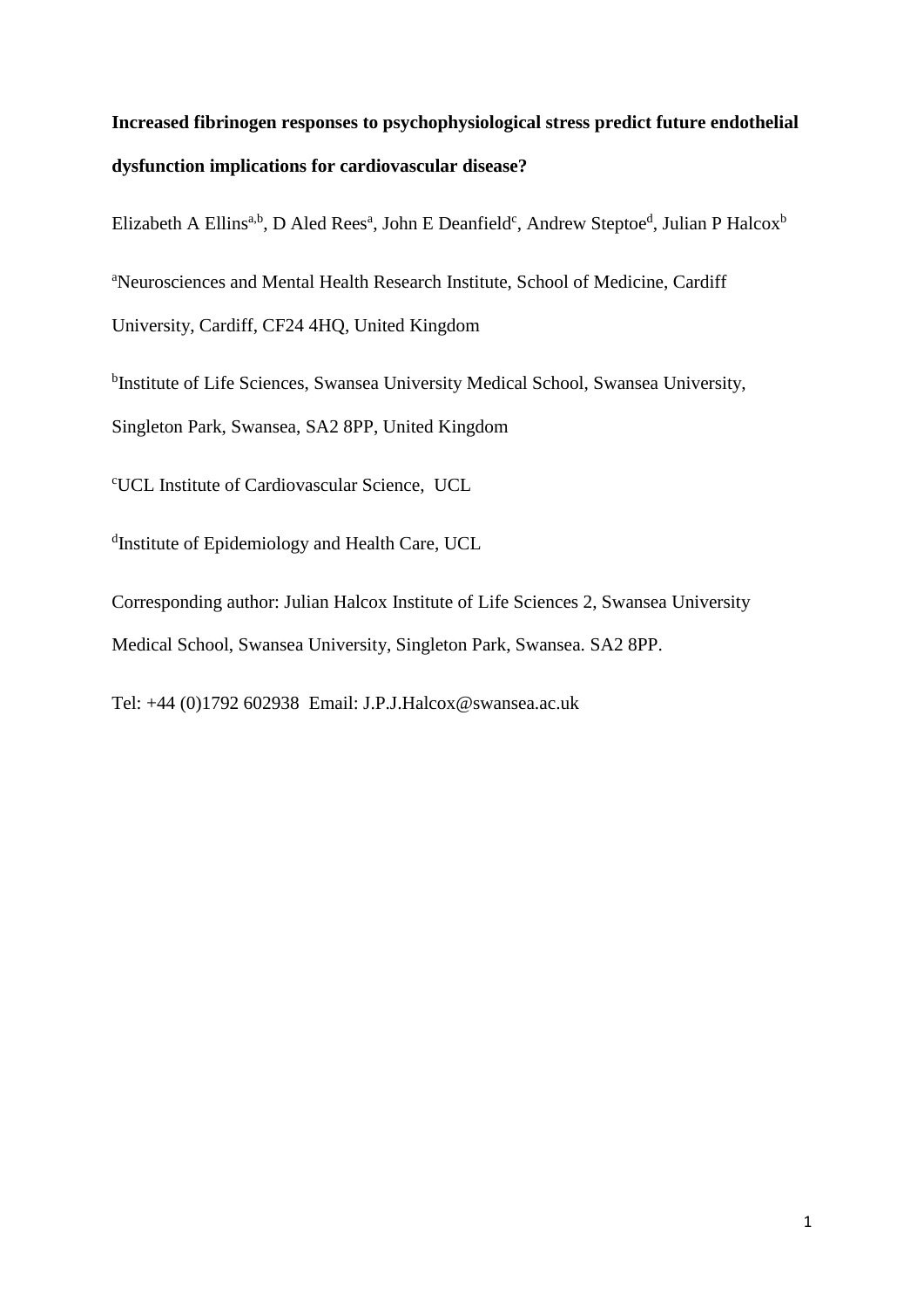**Increased fibrinogen responses to psychophysiological stress predict future endothelial dysfunction implications for cardiovascular disease?**

Elizabeth A Ellins[a,b], D Aled Rees[a], John E Deanfield[c], Andrew Steptoe[d], Julian P Halcox[b]

[a]Neurosciences and Mental Health Research Institute, School of Medicine, Cardiff University, Cardiff, CF24 4HQ, United Kingdom

[b]Institute of Life Sciences, Swansea University Medical School, Swansea University, Singleton Park, Swansea, SA2 8PP, United Kingdom

[c]UCL Institute of Cardiovascular Science, UCL

[d]Institute of Epidemiology and Health Care, UCL

Corresponding author: Julian Halcox Institute of Life Sciences 2, Swansea University Medical School, Swansea University, Singleton Park, Swansea. SA2 8PP.

Tel: +44 (0)1792 602938 Email: J.P.J.Halcox@swansea.ac.uk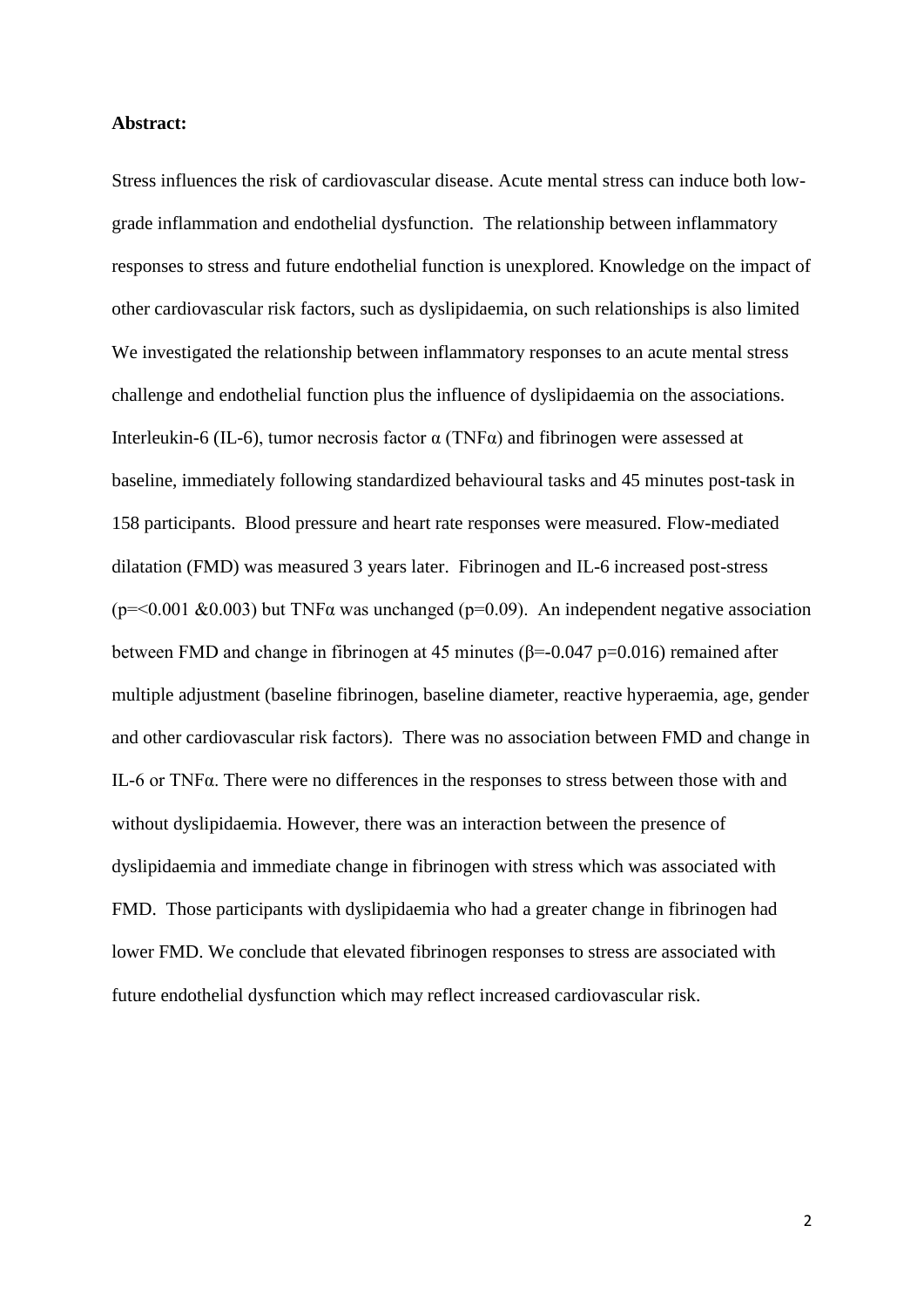**Abstract:**

Stress influences the risk of cardiovascular disease. Acute mental stress can induce both low-grade inflammation and endothelial dysfunction. The relationship between inflammatory responses to stress and future endothelial function is unexplored. Knowledge on the impact of other cardiovascular risk factors, such as dyslipidaemia, on such relationships is also limited We investigated the relationship between inflammatory responses to an acute mental stress challenge and endothelial function plus the influence of dyslipidaemia on the associations. Interleukin-6 (IL-6), tumor necrosis factor α (TNFα) and fibrinogen were assessed at baseline, immediately following standardized behavioural tasks and 45 minutes post-task in 158 participants. Blood pressure and heart rate responses were measured. Flow-mediated dilatation (FMD) was measured 3 years later. Fibrinogen and IL-6 increased post-stress ($p=<0.001$ & $0.003$) but TNFα was unchanged ($p=0.09$). An independent negative association between FMD and change in fibrinogen at 45 minutes ($\beta=-0.047$ $p=0.016$) remained after multiple adjustment (baseline fibrinogen, baseline diameter, reactive hyperaemia, age, gender and other cardiovascular risk factors). There was no association between FMD and change in IL-6 or TNFα. There were no differences in the responses to stress between those with and without dyslipidaemia. However, there was an interaction between the presence of dyslipidaemia and immediate change in fibrinogen with stress which was associated with FMD. Those participants with dyslipidaemia who had a greater change in fibrinogen had lower FMD. We conclude that elevated fibrinogen responses to stress are associated with future endothelial dysfunction which may reflect increased cardiovascular risk.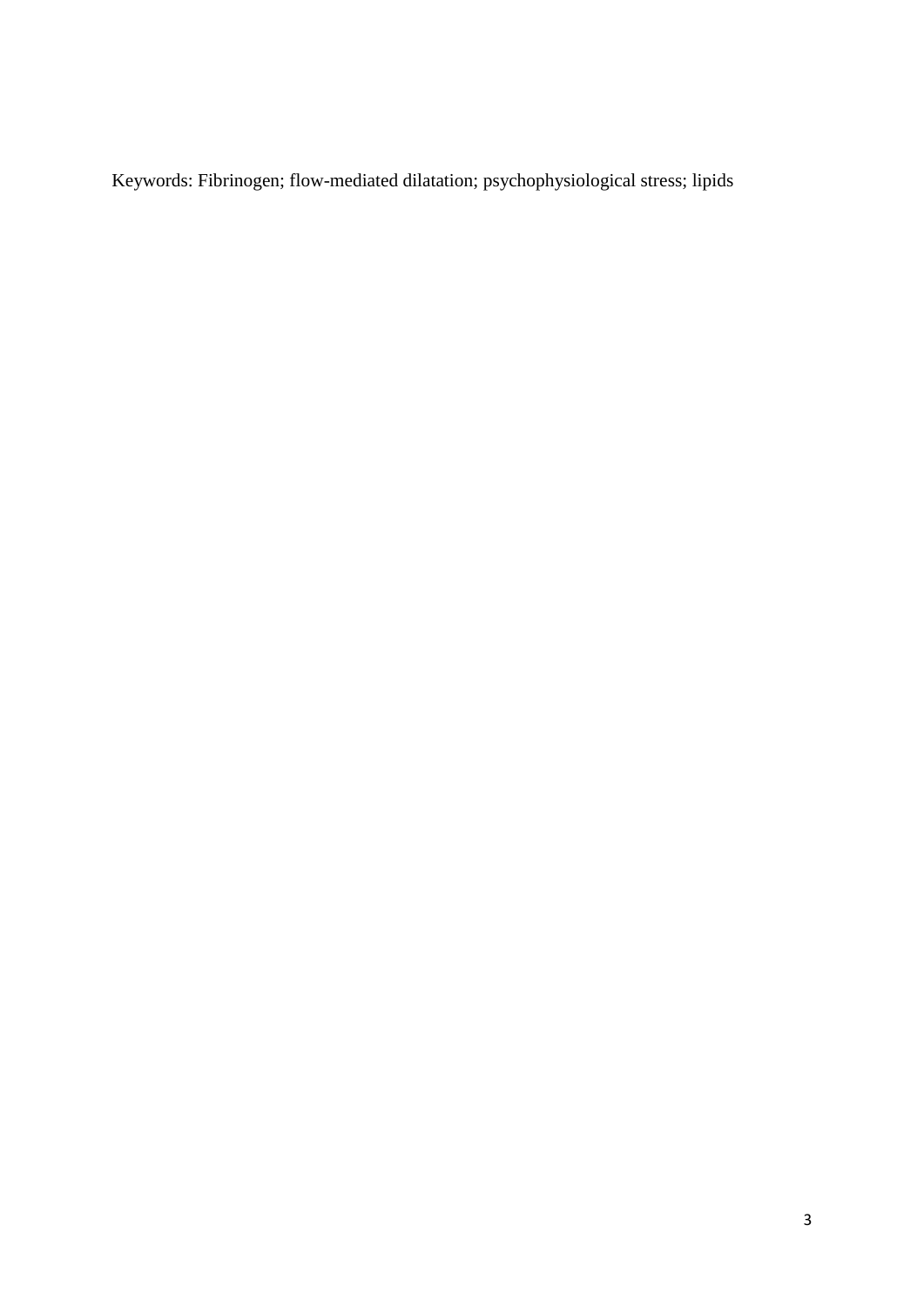Keywords: Fibrinogen; flow-mediated dilatation; psychophysiological stress; lipids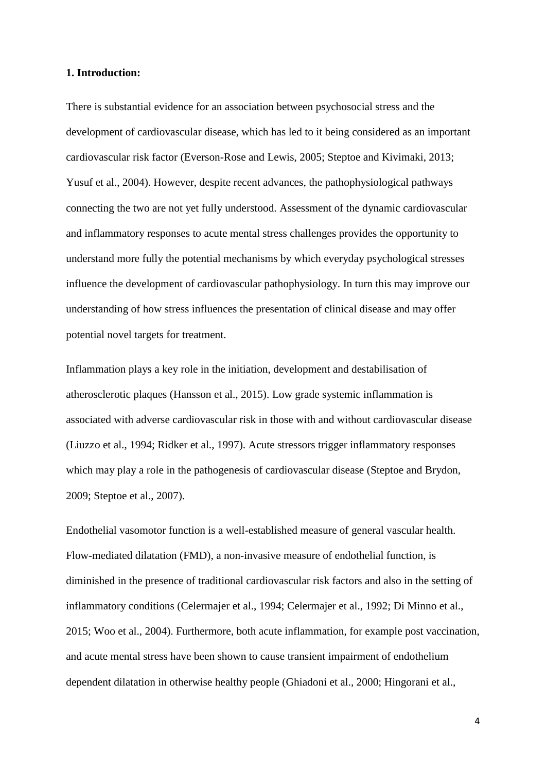**1. Introduction:**

There is substantial evidence for an association between psychosocial stress and the development of cardiovascular disease, which has led to it being considered as an important cardiovascular risk factor (Everson-Rose and Lewis, 2005; Steptoe and Kivimaki, 2013; Yusuf et al., 2004). However, despite recent advances, the pathophysiological pathways connecting the two are not yet fully understood. Assessment of the dynamic cardiovascular and inflammatory responses to acute mental stress challenges provides the opportunity to understand more fully the potential mechanisms by which everyday psychological stresses influence the development of cardiovascular pathophysiology. In turn this may improve our understanding of how stress influences the presentation of clinical disease and may offer potential novel targets for treatment.

Inflammation plays a key role in the initiation, development and destabilisation of atherosclerotic plaques (Hansson et al., 2015). Low grade systemic inflammation is associated with adverse cardiovascular risk in those with and without cardiovascular disease (Liuzzo et al., 1994; Ridker et al., 1997). Acute stressors trigger inflammatory responses which may play a role in the pathogenesis of cardiovascular disease (Steptoe and Brydon, 2009; Steptoe et al., 2007).

Endothelial vasomotor function is a well-established measure of general vascular health. Flow-mediated dilatation (FMD), a non-invasive measure of endothelial function, is diminished in the presence of traditional cardiovascular risk factors and also in the setting of inflammatory conditions (Celermajer et al., 1994; Celermajer et al., 1992; Di Minno et al., 2015; Woo et al., 2004). Furthermore, both acute inflammation, for example post vaccination, and acute mental stress have been shown to cause transient impairment of endothelium dependent dilatation in otherwise healthy people (Ghiadoni et al., 2000; Hingorani et al.,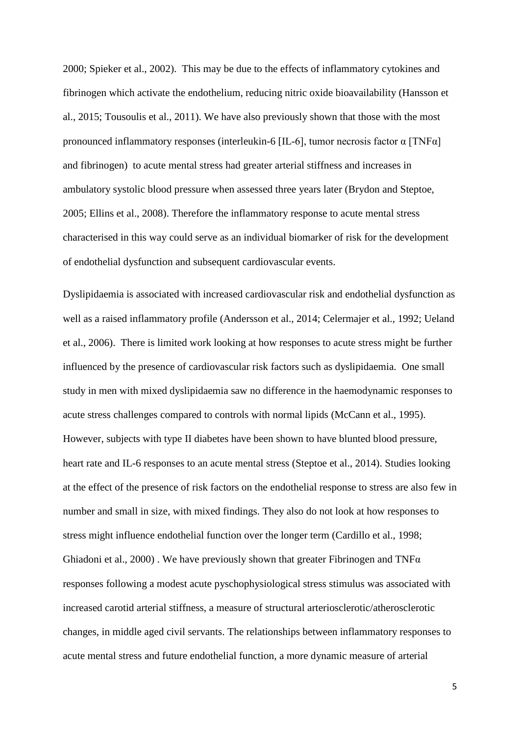2000; Spieker et al., 2002). This may be due to the effects of inflammatory cytokines and fibrinogen which activate the endothelium, reducing nitric oxide bioavailability (Hansson et al., 2015; Tousoulis et al., 2011). We have also previously shown that those with the most pronounced inflammatory responses (interleukin-6 [IL-6], tumor necrosis factor α [TNFα] and fibrinogen) to acute mental stress had greater arterial stiffness and increases in ambulatory systolic blood pressure when assessed three years later (Brydon and Steptoe, 2005; Ellins et al., 2008). Therefore the inflammatory response to acute mental stress characterised in this way could serve as an individual biomarker of risk for the development of endothelial dysfunction and subsequent cardiovascular events.

Dyslipidaemia is associated with increased cardiovascular risk and endothelial dysfunction as well as a raised inflammatory profile (Andersson et al., 2014; Celermajer et al., 1992; Ueland et al., 2006). There is limited work looking at how responses to acute stress might be further influenced by the presence of cardiovascular risk factors such as dyslipidaemia. One small study in men with mixed dyslipidaemia saw no difference in the haemodynamic responses to acute stress challenges compared to controls with normal lipids (McCann et al., 1995). However, subjects with type II diabetes have been shown to have blunted blood pressure, heart rate and IL-6 responses to an acute mental stress (Steptoe et al., 2014). Studies looking at the effect of the presence of risk factors on the endothelial response to stress are also few in number and small in size, with mixed findings. They also do not look at how responses to stress might influence endothelial function over the longer term (Cardillo et al., 1998; Ghiadoni et al., 2000) . We have previously shown that greater Fibrinogen and TNFα responses following a modest acute pyschophysiological stress stimulus was associated with increased carotid arterial stiffness, a measure of structural arteriosclerotic/atherosclerotic changes, in middle aged civil servants. The relationships between inflammatory responses to acute mental stress and future endothelial function, a more dynamic measure of arterial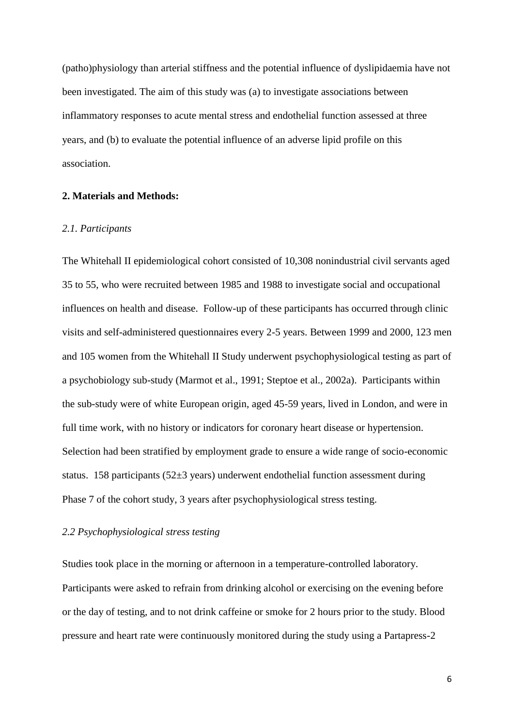(patho)physiology than arterial stiffness and the potential influence of dyslipidaemia have not been investigated. The aim of this study was (a) to investigate associations between inflammatory responses to acute mental stress and endothelial function assessed at three years, and (b) to evaluate the potential influence of an adverse lipid profile on this association.

## 2. Materials and Methods:

### *2.1. Participants*

The Whitehall II epidemiological cohort consisted of 10,308 nonindustrial civil servants aged 35 to 55, who were recruited between 1985 and 1988 to investigate social and occupational influences on health and disease. Follow-up of these participants has occurred through clinic visits and self-administered questionnaires every 2-5 years. Between 1999 and 2000, 123 men and 105 women from the Whitehall II Study underwent psychophysiological testing as part of a psychobiology sub-study (Marmot et al., 1991; Steptoe et al., 2002a). Participants within the sub-study were of white European origin, aged 45-59 years, lived in London, and were in full time work, with no history or indicators for coronary heart disease or hypertension. Selection had been stratified by employment grade to ensure a wide range of socio-economic status. 158 participants (52±3 years) underwent endothelial function assessment during Phase 7 of the cohort study, 3 years after psychophysiological stress testing.

### *2.2 Psychophysiological stress testing*

Studies took place in the morning or afternoon in a temperature-controlled laboratory. Participants were asked to refrain from drinking alcohol or exercising on the evening before or the day of testing, and to not drink caffeine or smoke for 2 hours prior to the study. Blood pressure and heart rate were continuously monitored during the study using a Partapress-2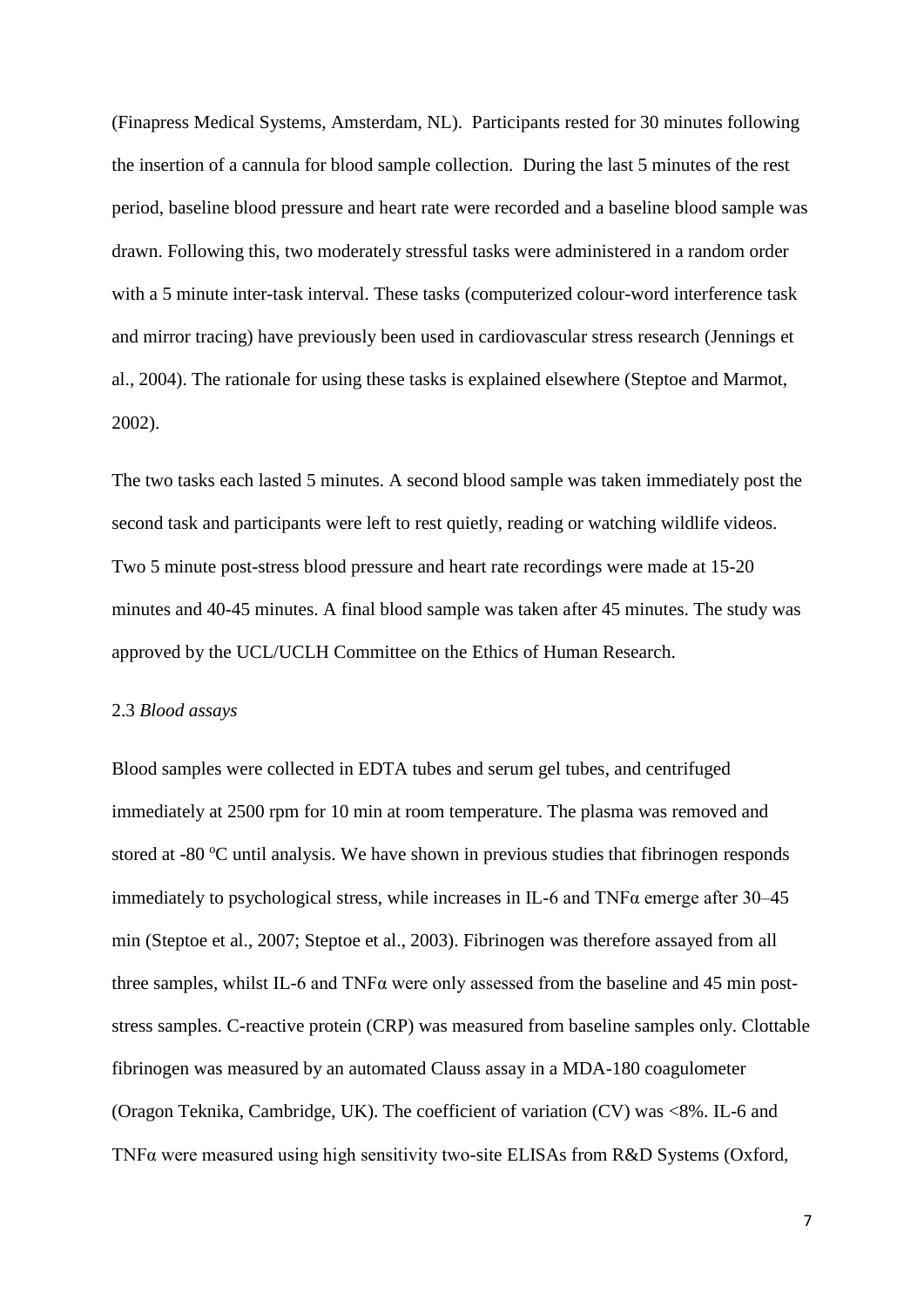(Finapress Medical Systems, Amsterdam, NL). Participants rested for 30 minutes following the insertion of a cannula for blood sample collection. During the last 5 minutes of the rest period, baseline blood pressure and heart rate were recorded and a baseline blood sample was drawn. Following this, two moderately stressful tasks were administered in a random order with a 5 minute inter-task interval. These tasks (computerized colour-word interference task and mirror tracing) have previously been used in cardiovascular stress research (Jennings et al., 2004). The rationale for using these tasks is explained elsewhere (Steptoe and Marmot, 2002).

The two tasks each lasted 5 minutes. A second blood sample was taken immediately post the second task and participants were left to rest quietly, reading or watching wildlife videos. Two 5 minute post-stress blood pressure and heart rate recordings were made at 15-20 minutes and 40-45 minutes. A final blood sample was taken after 45 minutes. The study was approved by the UCL/UCLH Committee on the Ethics of Human Research.

### 2.3 *Blood assays*

Blood samples were collected in EDTA tubes and serum gel tubes, and centrifuged immediately at 2500 rpm for 10 min at room temperature. The plasma was removed and stored at -80 $^{o}$C until analysis. We have shown in previous studies that fibrinogen responds immediately to psychological stress, while increases in IL-6 and TNFα emerge after 30–45 min (Steptoe et al., 2007; Steptoe et al., 2003). Fibrinogen was therefore assayed from all three samples, whilst IL-6 and TNFα were only assessed from the baseline and 45 min post-stress samples. C-reactive protein (CRP) was measured from baseline samples only. Clottable fibrinogen was measured by an automated Clauss assay in a MDA-180 coagulometer (Oragon Teknika, Cambridge, UK). The coefficient of variation (CV) was <8%. IL-6 and TNFα were measured using high sensitivity two-site ELISAs from R&D Systems (Oxford,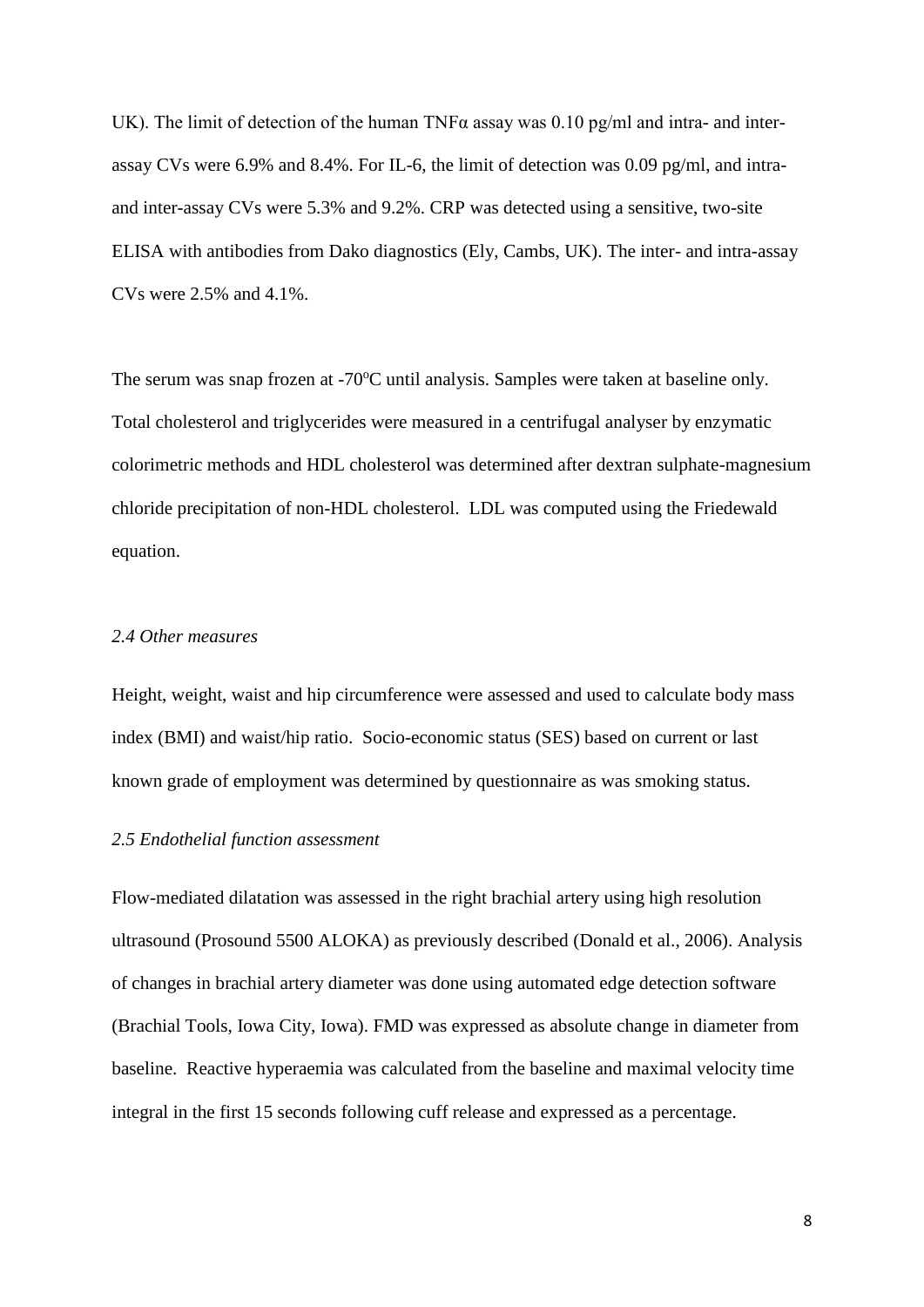UK). The limit of detection of the human TNFα assay was 0.10 pg/ml and intra- and inter-assay CVs were 6.9% and 8.4%. For IL-6, the limit of detection was 0.09 pg/ml, and intra- and inter-assay CVs were 5.3% and 9.2%. CRP was detected using a sensitive, two-site ELISA with antibodies from Dako diagnostics (Ely, Cambs, UK). The inter- and intra-assay CVs were 2.5% and 4.1%.

The serum was snap frozen at -70$^{o}$C until analysis. Samples were taken at baseline only. Total cholesterol and triglycerides were measured in a centrifugal analyser by enzymatic colorimetric methods and HDL cholesterol was determined after dextran sulphate-magnesium chloride precipitation of non-HDL cholesterol. LDL was computed using the Friedewald equation.

### *2.4 Other measures*

Height, weight, waist and hip circumference were assessed and used to calculate body mass index (BMI) and waist/hip ratio. Socio-economic status (SES) based on current or last known grade of employment was determined by questionnaire as was smoking status.

### *2.5 Endothelial function assessment*

Flow-mediated dilatation was assessed in the right brachial artery using high resolution ultrasound (Prosound 5500 ALOKA) as previously described (Donald et al., 2006). Analysis of changes in brachial artery diameter was done using automated edge detection software (Brachial Tools, Iowa City, Iowa). FMD was expressed as absolute change in diameter from baseline. Reactive hyperaemia was calculated from the baseline and maximal velocity time integral in the first 15 seconds following cuff release and expressed as a percentage.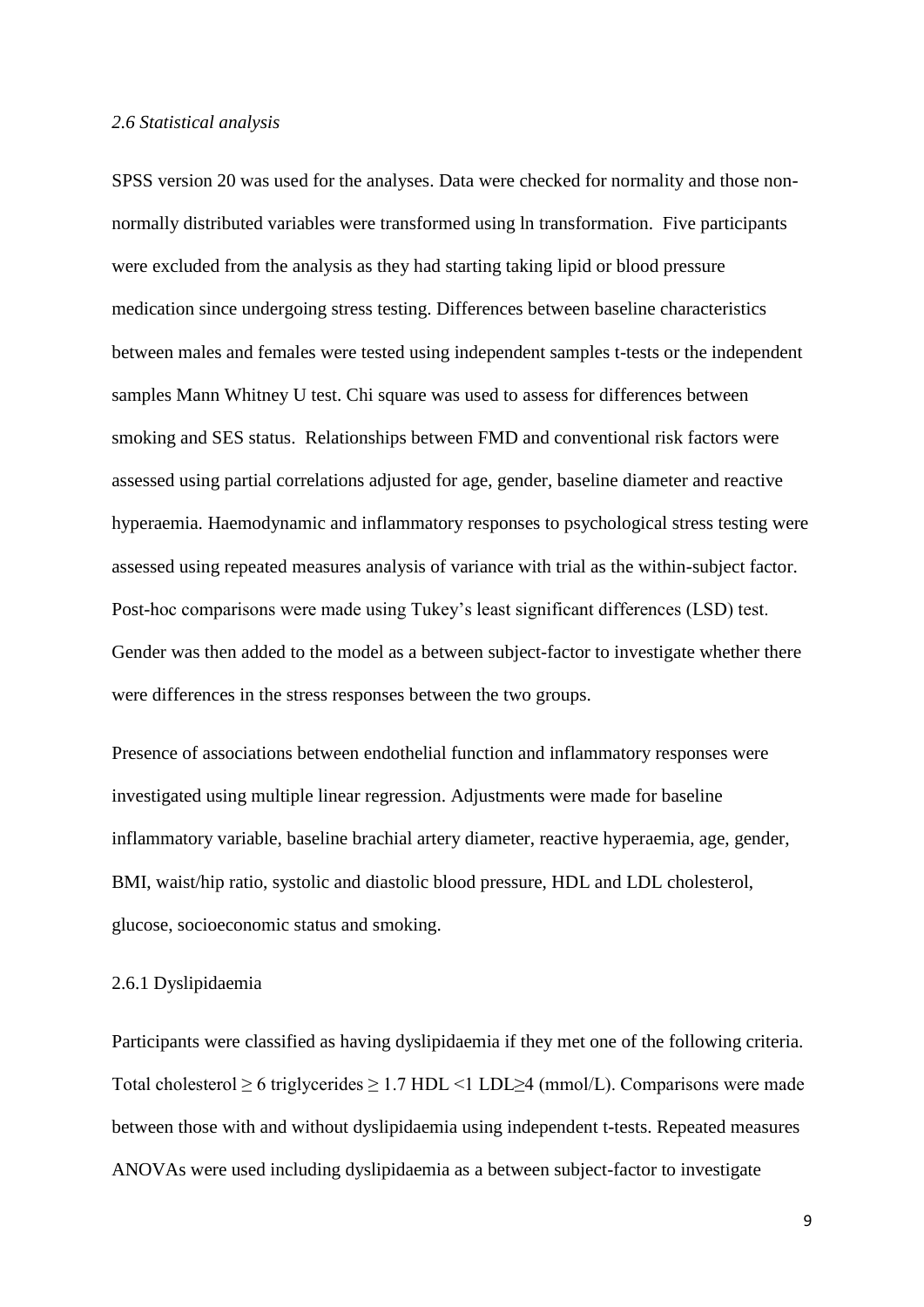*2.6 Statistical analysis*

SPSS version 20 was used for the analyses. Data were checked for normality and those non-normally distributed variables were transformed using ln transformation. Five participants were excluded from the analysis as they had starting taking lipid or blood pressure medication since undergoing stress testing. Differences between baseline characteristics between males and females were tested using independent samples t-tests or the independent samples Mann Whitney U test. Chi square was used to assess for differences between smoking and SES status. Relationships between FMD and conventional risk factors were assessed using partial correlations adjusted for age, gender, baseline diameter and reactive hyperaemia. Haemodynamic and inflammatory responses to psychological stress testing were assessed using repeated measures analysis of variance with trial as the within-subject factor. Post-hoc comparisons were made using Tukey's least significant differences (LSD) test. Gender was then added to the model as a between subject-factor to investigate whether there were differences in the stress responses between the two groups.

Presence of associations between endothelial function and inflammatory responses were investigated using multiple linear regression. Adjustments were made for baseline inflammatory variable, baseline brachial artery diameter, reactive hyperaemia, age, gender, BMI, waist/hip ratio, systolic and diastolic blood pressure, HDL and LDL cholesterol, glucose, socioeconomic status and smoking.

2.6.1 Dyslipidaemia

Participants were classified as having dyslipidaemia if they met one of the following criteria. Total cholesterol $\geq 6$ triglycerides $\geq 1.7$ HDL $<1$ LDL$\geq 4$ (mmol/L). Comparisons were made between those with and without dyslipidaemia using independent t-tests. Repeated measures ANOVAs were used including dyslipidaemia as a between subject-factor to investigate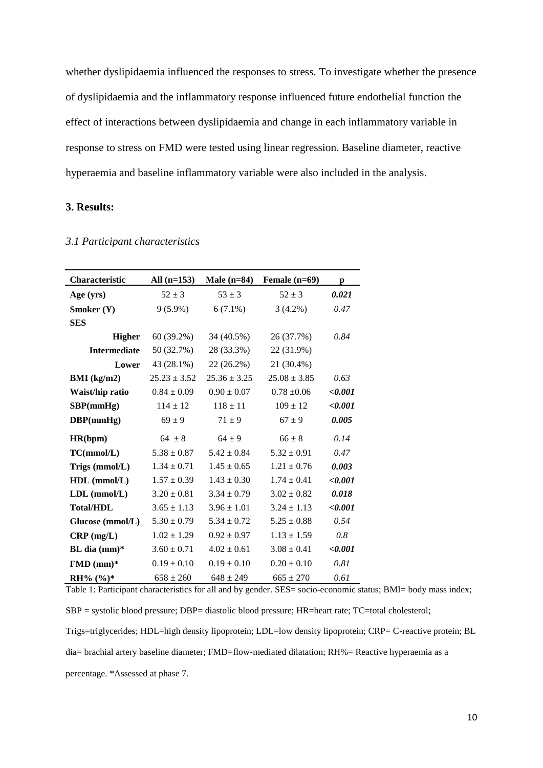whether dyslipidaemia influenced the responses to stress. To investigate whether the presence of dyslipidaemia and the inflammatory response influenced future endothelial function the effect of interactions between dyslipidaemia and change in each inflammatory variable in response to stress on FMD were tested using linear regression. Baseline diameter, reactive hyperaemia and baseline inflammatory variable were also included in the analysis.

## 3. Results:

### *3.1 Participant characteristics*

| Characteristic | All (n=153) | Male (n=84) | Female (n=69) | p |
|---|---|---|---|---|
| **Age (yrs)** | 52 ± 3 | 53 ± 3 | 52 ± 3 | ***0.021*** |
| **Smoker (Y)** | 9 (5.9%) | 6 (7.1%) | 3 (4.2%) | *0.47* |
| **SES** | | | | |
| **Higher** | 60 (39.2%) | 34 (40.5%) | 26 (37.7%) | *0.84* |
| **Intermediate** | 50 (32.7%) | 28 (33.3%) | 22 (31.9%) | |
| **Lower** | 43 (28.1%) | 22 (26.2%) | 21 (30.4%) | |
| **BMI (kg/m2)** | 25.23 ± 3.52 | 25.36 ± 3.25 | 25.08 ± 3.85 | *0.63* |
| **Waist/hip ratio** | 0.84 ± 0.09 | 0.90 ± 0.07 | 0.78 ±0.06 | ***<0.001*** |
| **SBP(mmHg)** | 114 ± 12 | 118 ± 11 | 109 ± 12 | ***<0.001*** |
| **DBP(mmHg)** | 69 ± 9 | 71 ± 9 | 67 ± 9 | ***0.005*** |
| **HR(bpm)** | 64 ± 8 | 64 ± 9 | 66 ± 8 | *0.14* |
| **TC(mmol/L)** | 5.38 ± 0.87 | 5.42 ± 0.84 | 5.32 ± 0.91 | *0.47* |
| **Trigs (mmol/L)** | 1.34 ± 0.71 | 1.45 ± 0.65 | 1.21 ± 0.76 | ***0.003*** |
| **HDL (mmol/L)** | 1.57 ± 0.39 | 1.43 ± 0.30 | 1.74 ± 0.41 | ***<0.001*** |
| **LDL (mmol/L)** | 3.20 ± 0.81 | 3.34 ± 0.79 | 3.02 ± 0.82 | ***0.018*** |
| **Total/HDL** | 3.65 ± 1.13 | 3.96 ± 1.01 | 3.24 ± 1.13 | ***<0.001*** |
| **Glucose (mmol/L)** | 5.30 ± 0.79 | 5.34 ± 0.72 | 5.25 ± 0.88 | *0.54* |
| **CRP (mg/L)** | 1.02 ± 1.29 | 0.92 ± 0.97 | 1.13 ± 1.59 | *0.8* |
| **BL dia (mm)*** | 3.60 ± 0.71 | 4.02 ± 0.61 | 3.08 ± 0.41 | ***<0.001*** |
| **FMD (mm)*** | 0.19 ± 0.10 | 0.19 ± 0.10 | 0.20 ± 0.10 | *0.81* |
| **RH% (%)*** | 658 ± 260 | 648 ± 249 | 665 ± 270 | *0.61* |

Table 1: Participant characteristics for all and by gender. SES= socio-economic status; BMI= body mass index; SBP = systolic blood pressure; DBP= diastolic blood pressure; HR=heart rate; TC=total cholesterol; Trigs=triglycerides; HDL=high density lipoprotein; LDL=low density lipoprotein; CRP= C-reactive protein; BL dia= brachial artery baseline diameter; FMD=flow-mediated dilatation; RH%= Reactive hyperaemia as a percentage. *Assessed at phase 7.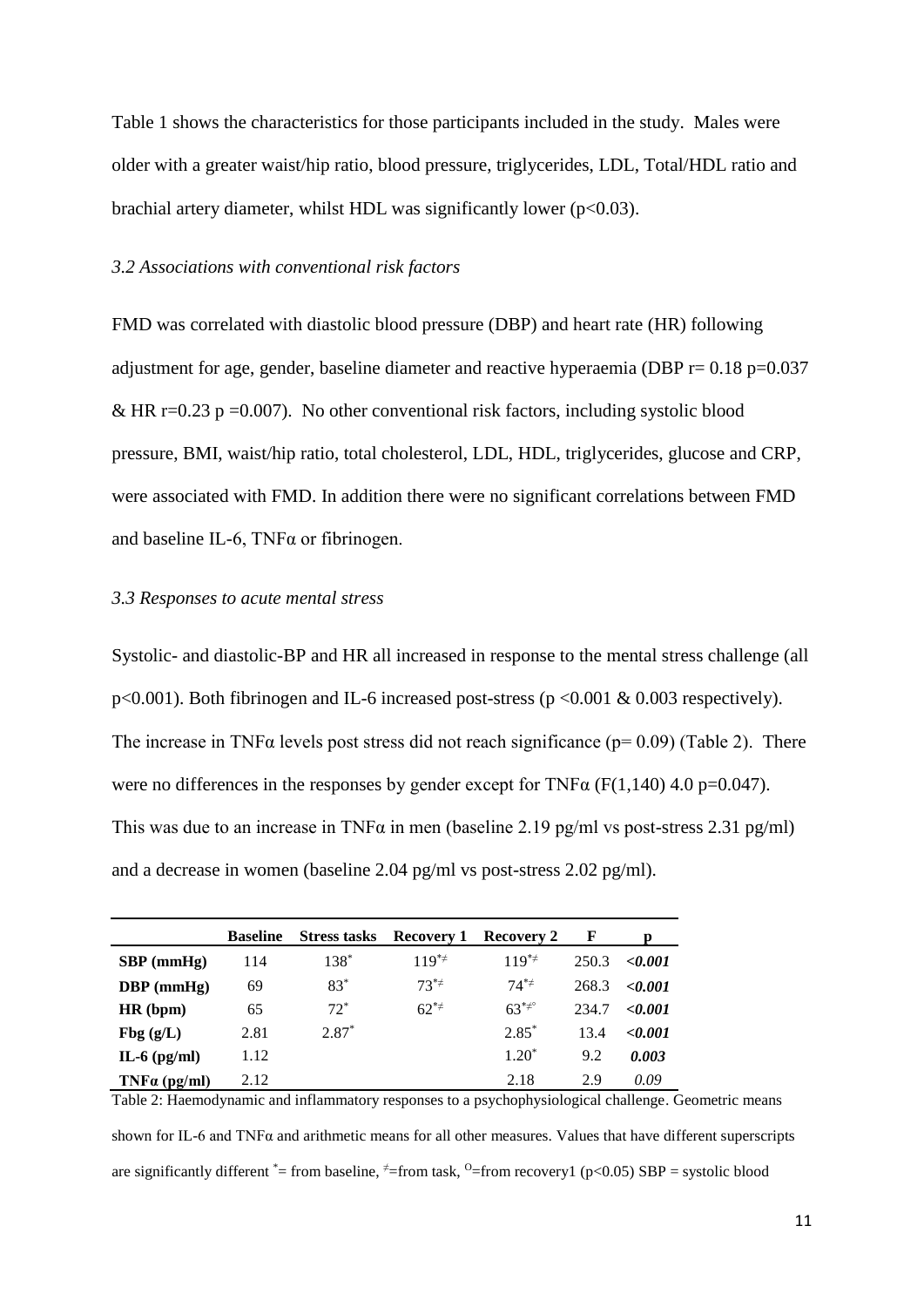Table 1 shows the characteristics for those participants included in the study. Males were older with a greater waist/hip ratio, blood pressure, triglycerides, LDL, Total/HDL ratio and brachial artery diameter, whilst HDL was significantly lower ($p<0.03$).

### *3.2 Associations with conventional risk factors*

FMD was correlated with diastolic blood pressure (DBP) and heart rate (HR) following adjustment for age, gender, baseline diameter and reactive hyperaemia (DBP $r= 0.18$ $p=0.037$ & HR $r=0.23$ $p=0.007$). No other conventional risk factors, including systolic blood pressure, BMI, waist/hip ratio, total cholesterol, LDL, HDL, triglycerides, glucose and CRP, were associated with FMD. In addition there were no significant correlations between FMD and baseline IL-6, TNFα or fibrinogen.

### *3.3 Responses to acute mental stress*

Systolic- and diastolic-BP and HR all increased in response to the mental stress challenge (all $p<0.001$). Both fibrinogen and IL-6 increased post-stress ($p<0.001$ & 0.003 respectively). The increase in TNFα levels post stress did not reach significance ($p= 0.09$) (Table 2). There were no differences in the responses by gender except for TNFα ($F(1,140)$ 4.0 $p=0.047$). This was due to an increase in TNFα in men (baseline 2.19 pg/ml vs post-stress 2.31 pg/ml) and a decrease in women (baseline 2.04 pg/ml vs post-stress 2.02 pg/ml).

| | Baseline | Stress tasks | Recovery 1 | Recovery 2 | F | p |
|---|---|---|---|---|---|---|
| **SBP (mmHg)** | 114 | $138^{*}$ | $119^{*\neq}$ | $119^{*\neq}$ | 250.3 | ***<0.001*** |
| **DBP (mmHg)** | 69 | $83^{*}$ | $73^{*\neq}$ | $74^{*\neq}$ | 268.3 | ***<0.001*** |
| **HR (bpm)** | 65 | $72^{*}$ | $62^{*\neq}$ | $63^{*\neq O}$ | 234.7 | ***<0.001*** |
| **Fbg (g/L)** | 2.81 | $2.87^{*}$ | | $2.85^{*}$ | 13.4 | ***<0.001*** |
| **IL-6 (pg/ml)** | 1.12 | | | $1.20^{*}$ | 9.2 | ***0.003*** |
| **TNFα (pg/ml)** | 2.12 | | | 2.18 | 2.9 | *0.09* |

Table 2: Haemodynamic and inflammatory responses to a psychophysiological challenge. Geometric means shown for IL-6 and TNFα and arithmetic means for all other measures. Values that have different superscripts are significantly different $^{*}$= from baseline, $^{\neq}$=from task, $^{O}$=from recovery1 ($p<0.05$) SBP = systolic blood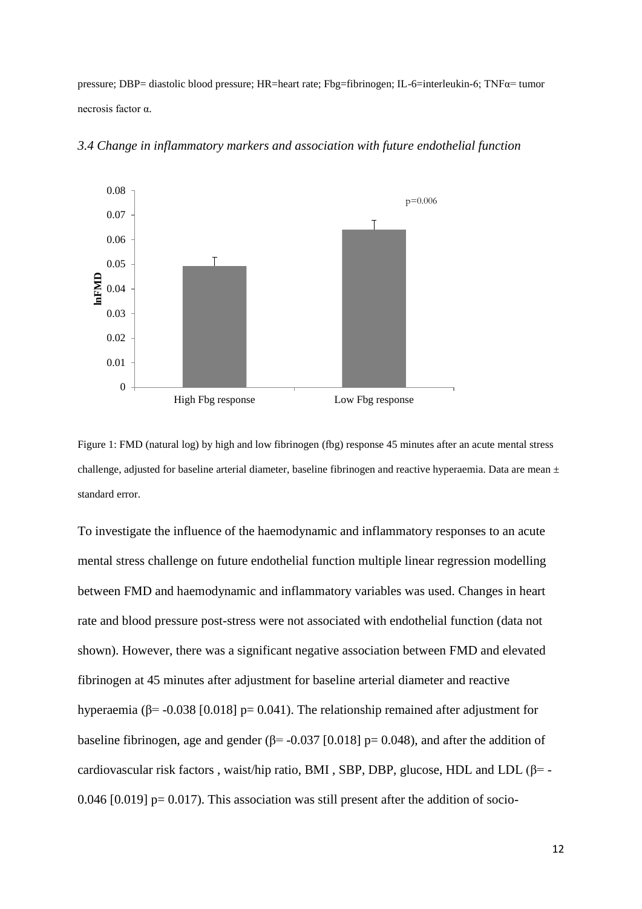pressure; DBP= diastolic blood pressure; HR=heart rate; Fbg=fibrinogen; IL-6=interleukin-6; TNFα= tumor necrosis factor α.

### *3.4 Change in inflammatory markers and association with future endothelial function*

Figure 1: FMD (natural log) by high and low fibrinogen (fbg) response 45 minutes after an acute mental stress challenge, adjusted for baseline arterial diameter, baseline fibrinogen and reactive hyperaemia. Data are mean ± standard error.

To investigate the influence of the haemodynamic and inflammatory responses to an acute mental stress challenge on future endothelial function multiple linear regression modelling between FMD and haemodynamic and inflammatory variables was used. Changes in heart rate and blood pressure post-stress were not associated with endothelial function (data not shown). However, there was a significant negative association between FMD and elevated fibrinogen at 45 minutes after adjustment for baseline arterial diameter and reactive hyperaemia ($\beta$= -0.038 [0.018] p= 0.041). The relationship remained after adjustment for baseline fibrinogen, age and gender ($\beta$= -0.037 [0.018] p= 0.048), and after the addition of cardiovascular risk factors , waist/hip ratio, BMI , SBP, DBP, glucose, HDL and LDL ($\beta$= -0.046 [0.019] p= 0.017). This association was still present after the addition of socio-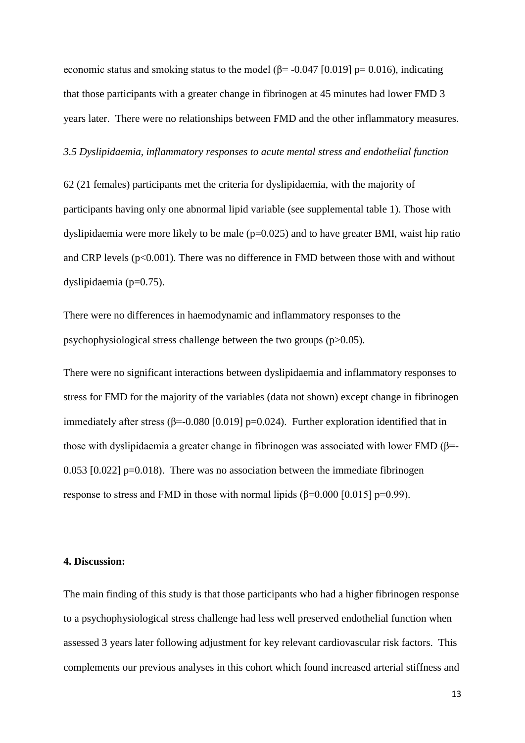economic status and smoking status to the model ($\beta$= -0.047 [0.019] p= 0.016), indicating that those participants with a greater change in fibrinogen at 45 minutes had lower FMD 3 years later. There were no relationships between FMD and the other inflammatory measures.

### *3.5 Dyslipidaemia, inflammatory responses to acute mental stress and endothelial function*

62 (21 females) participants met the criteria for dyslipidaemia, with the majority of participants having only one abnormal lipid variable (see supplemental table 1). Those with dyslipidaemia were more likely to be male (p=0.025) and to have greater BMI, waist hip ratio and CRP levels (p<0.001). There was no difference in FMD between those with and without dyslipidaemia (p=0.75).

There were no differences in haemodynamic and inflammatory responses to the psychophysiological stress challenge between the two groups (p>0.05).

There were no significant interactions between dyslipidaemia and inflammatory responses to stress for FMD for the majority of the variables (data not shown) except change in fibrinogen immediately after stress ($\beta$=-0.080 [0.019] p=0.024). Further exploration identified that in those with dyslipidaemia a greater change in fibrinogen was associated with lower FMD ($\beta$=-0.053 [0.022] p=0.018). There was no association between the immediate fibrinogen response to stress and FMD in those with normal lipids ($\beta$=0.000 [0.015] p=0.99).

## 4. Discussion:

The main finding of this study is that those participants who had a higher fibrinogen response to a psychophysiological stress challenge had less well preserved endothelial function when assessed 3 years later following adjustment for key relevant cardiovascular risk factors. This complements our previous analyses in this cohort which found increased arterial stiffness and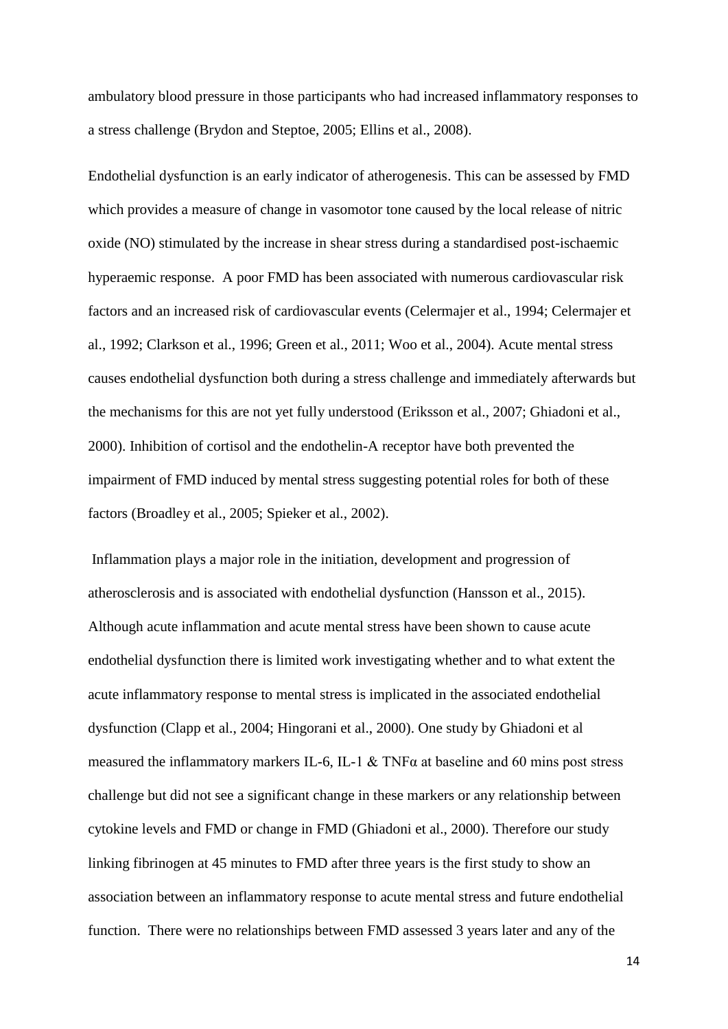ambulatory blood pressure in those participants who had increased inflammatory responses to a stress challenge (Brydon and Steptoe, 2005; Ellins et al., 2008).

Endothelial dysfunction is an early indicator of atherogenesis. This can be assessed by FMD which provides a measure of change in vasomotor tone caused by the local release of nitric oxide (NO) stimulated by the increase in shear stress during a standardised post-ischaemic hyperaemic response. A poor FMD has been associated with numerous cardiovascular risk factors and an increased risk of cardiovascular events (Celermajer et al., 1994; Celermajer et al., 1992; Clarkson et al., 1996; Green et al., 2011; Woo et al., 2004). Acute mental stress causes endothelial dysfunction both during a stress challenge and immediately afterwards but the mechanisms for this are not yet fully understood (Eriksson et al., 2007; Ghiadoni et al., 2000). Inhibition of cortisol and the endothelin-A receptor have both prevented the impairment of FMD induced by mental stress suggesting potential roles for both of these factors (Broadley et al., 2005; Spieker et al., 2002).

Inflammation plays a major role in the initiation, development and progression of atherosclerosis and is associated with endothelial dysfunction (Hansson et al., 2015). Although acute inflammation and acute mental stress have been shown to cause acute endothelial dysfunction there is limited work investigating whether and to what extent the acute inflammatory response to mental stress is implicated in the associated endothelial dysfunction (Clapp et al., 2004; Hingorani et al., 2000). One study by Ghiadoni et al measured the inflammatory markers IL-6, IL-1 & TNFα at baseline and 60 mins post stress challenge but did not see a significant change in these markers or any relationship between cytokine levels and FMD or change in FMD (Ghiadoni et al., 2000). Therefore our study linking fibrinogen at 45 minutes to FMD after three years is the first study to show an association between an inflammatory response to acute mental stress and future endothelial function. There were no relationships between FMD assessed 3 years later and any of the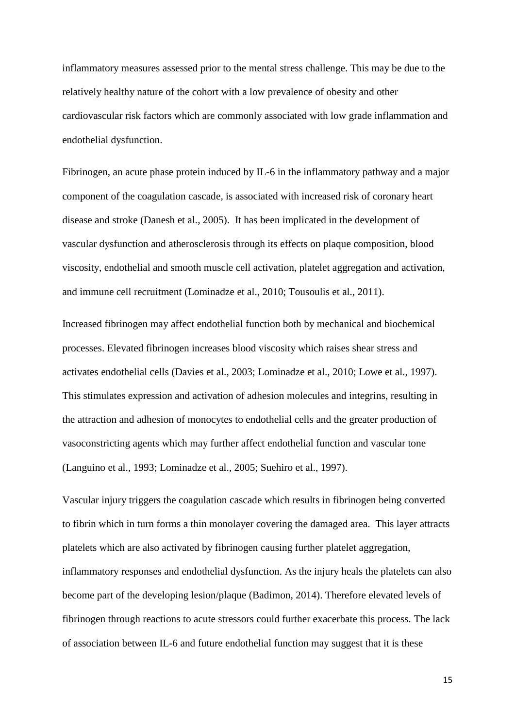inflammatory measures assessed prior to the mental stress challenge. This may be due to the relatively healthy nature of the cohort with a low prevalence of obesity and other cardiovascular risk factors which are commonly associated with low grade inflammation and endothelial dysfunction.

Fibrinogen, an acute phase protein induced by IL-6 in the inflammatory pathway and a major component of the coagulation cascade, is associated with increased risk of coronary heart disease and stroke (Danesh et al., 2005). It has been implicated in the development of vascular dysfunction and atherosclerosis through its effects on plaque composition, blood viscosity, endothelial and smooth muscle cell activation, platelet aggregation and activation, and immune cell recruitment (Lominadze et al., 2010; Tousoulis et al., 2011).

Increased fibrinogen may affect endothelial function both by mechanical and biochemical processes. Elevated fibrinogen increases blood viscosity which raises shear stress and activates endothelial cells (Davies et al., 2003; Lominadze et al., 2010; Lowe et al., 1997). This stimulates expression and activation of adhesion molecules and integrins, resulting in the attraction and adhesion of monocytes to endothelial cells and the greater production of vasoconstricting agents which may further affect endothelial function and vascular tone (Languino et al., 1993; Lominadze et al., 2005; Suehiro et al., 1997).

Vascular injury triggers the coagulation cascade which results in fibrinogen being converted to fibrin which in turn forms a thin monolayer covering the damaged area. This layer attracts platelets which are also activated by fibrinogen causing further platelet aggregation, inflammatory responses and endothelial dysfunction. As the injury heals the platelets can also become part of the developing lesion/plaque (Badimon, 2014). Therefore elevated levels of fibrinogen through reactions to acute stressors could further exacerbate this process. The lack of association between IL-6 and future endothelial function may suggest that it is these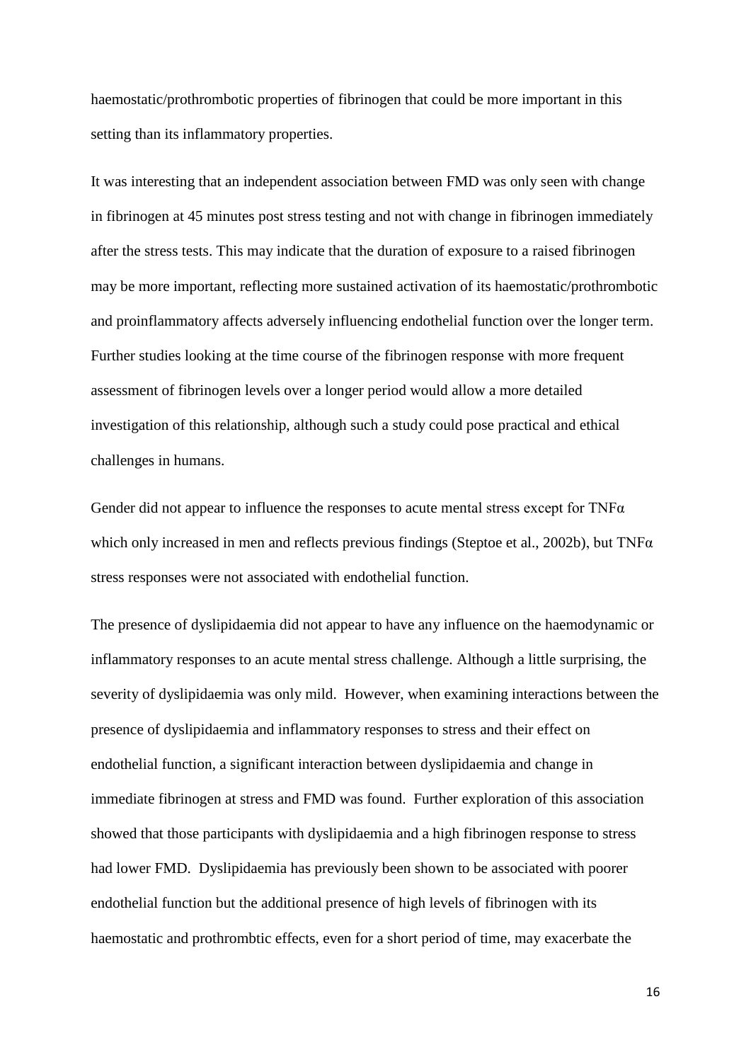haemostatic/prothrombotic properties of fibrinogen that could be more important in this setting than its inflammatory properties.

It was interesting that an independent association between FMD was only seen with change in fibrinogen at 45 minutes post stress testing and not with change in fibrinogen immediately after the stress tests. This may indicate that the duration of exposure to a raised fibrinogen may be more important, reflecting more sustained activation of its haemostatic/prothrombotic and proinflammatory affects adversely influencing endothelial function over the longer term. Further studies looking at the time course of the fibrinogen response with more frequent assessment of fibrinogen levels over a longer period would allow a more detailed investigation of this relationship, although such a study could pose practical and ethical challenges in humans.

Gender did not appear to influence the responses to acute mental stress except for TNFα which only increased in men and reflects previous findings (Steptoe et al., 2002b), but TNFα stress responses were not associated with endothelial function.

The presence of dyslipidaemia did not appear to have any influence on the haemodynamic or inflammatory responses to an acute mental stress challenge. Although a little surprising, the severity of dyslipidaemia was only mild. However, when examining interactions between the presence of dyslipidaemia and inflammatory responses to stress and their effect on endothelial function, a significant interaction between dyslipidaemia and change in immediate fibrinogen at stress and FMD was found. Further exploration of this association showed that those participants with dyslipidaemia and a high fibrinogen response to stress had lower FMD. Dyslipidaemia has previously been shown to be associated with poorer endothelial function but the additional presence of high levels of fibrinogen with its haemostatic and prothrombtic effects, even for a short period of time, may exacerbate the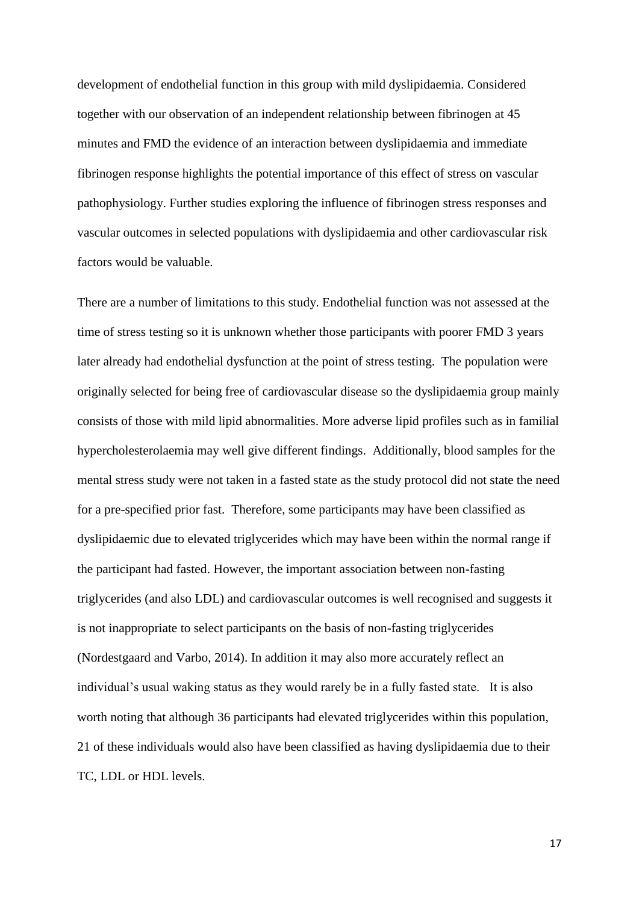development of endothelial function in this group with mild dyslipidaemia. Considered together with our observation of an independent relationship between fibrinogen at 45 minutes and FMD the evidence of an interaction between dyslipidaemia and immediate fibrinogen response highlights the potential importance of this effect of stress on vascular pathophysiology. Further studies exploring the influence of fibrinogen stress responses and vascular outcomes in selected populations with dyslipidaemia and other cardiovascular risk factors would be valuable.

There are a number of limitations to this study. Endothelial function was not assessed at the time of stress testing so it is unknown whether those participants with poorer FMD 3 years later already had endothelial dysfunction at the point of stress testing. The population were originally selected for being free of cardiovascular disease so the dyslipidaemia group mainly consists of those with mild lipid abnormalities. More adverse lipid profiles such as in familial hypercholesterolaemia may well give different findings. Additionally, blood samples for the mental stress study were not taken in a fasted state as the study protocol did not state the need for a pre-specified prior fast. Therefore, some participants may have been classified as dyslipidaemic due to elevated triglycerides which may have been within the normal range if the participant had fasted. However, the important association between non-fasting triglycerides (and also LDL) and cardiovascular outcomes is well recognised and suggests it is not inappropriate to select participants on the basis of non-fasting triglycerides (Nordestgaard and Varbo, 2014). In addition it may also more accurately reflect an individual's usual waking status as they would rarely be in a fully fasted state. It is also worth noting that although 36 participants had elevated triglycerides within this population, 21 of these individuals would also have been classified as having dyslipidaemia due to their TC, LDL or HDL levels.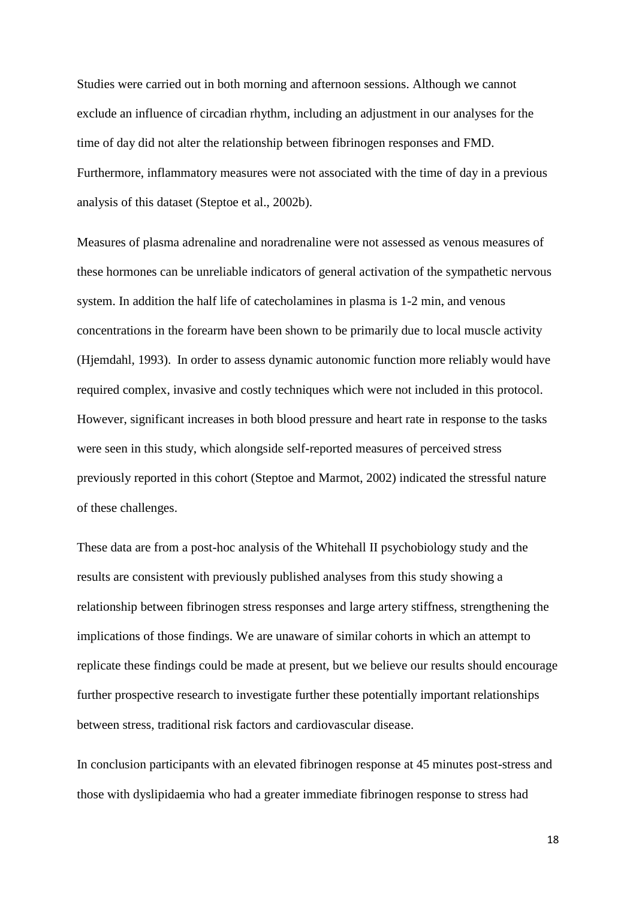Studies were carried out in both morning and afternoon sessions. Although we cannot exclude an influence of circadian rhythm, including an adjustment in our analyses for the time of day did not alter the relationship between fibrinogen responses and FMD. Furthermore, inflammatory measures were not associated with the time of day in a previous analysis of this dataset (Steptoe et al., 2002b).

Measures of plasma adrenaline and noradrenaline were not assessed as venous measures of these hormones can be unreliable indicators of general activation of the sympathetic nervous system. In addition the half life of catecholamines in plasma is 1-2 min, and venous concentrations in the forearm have been shown to be primarily due to local muscle activity (Hjemdahl, 1993). In order to assess dynamic autonomic function more reliably would have required complex, invasive and costly techniques which were not included in this protocol. However, significant increases in both blood pressure and heart rate in response to the tasks were seen in this study, which alongside self-reported measures of perceived stress previously reported in this cohort (Steptoe and Marmot, 2002) indicated the stressful nature of these challenges.

These data are from a post-hoc analysis of the Whitehall II psychobiology study and the results are consistent with previously published analyses from this study showing a relationship between fibrinogen stress responses and large artery stiffness, strengthening the implications of those findings. We are unaware of similar cohorts in which an attempt to replicate these findings could be made at present, but we believe our results should encourage further prospective research to investigate further these potentially important relationships between stress, traditional risk factors and cardiovascular disease.

In conclusion participants with an elevated fibrinogen response at 45 minutes post-stress and those with dyslipidaemia who had a greater immediate fibrinogen response to stress had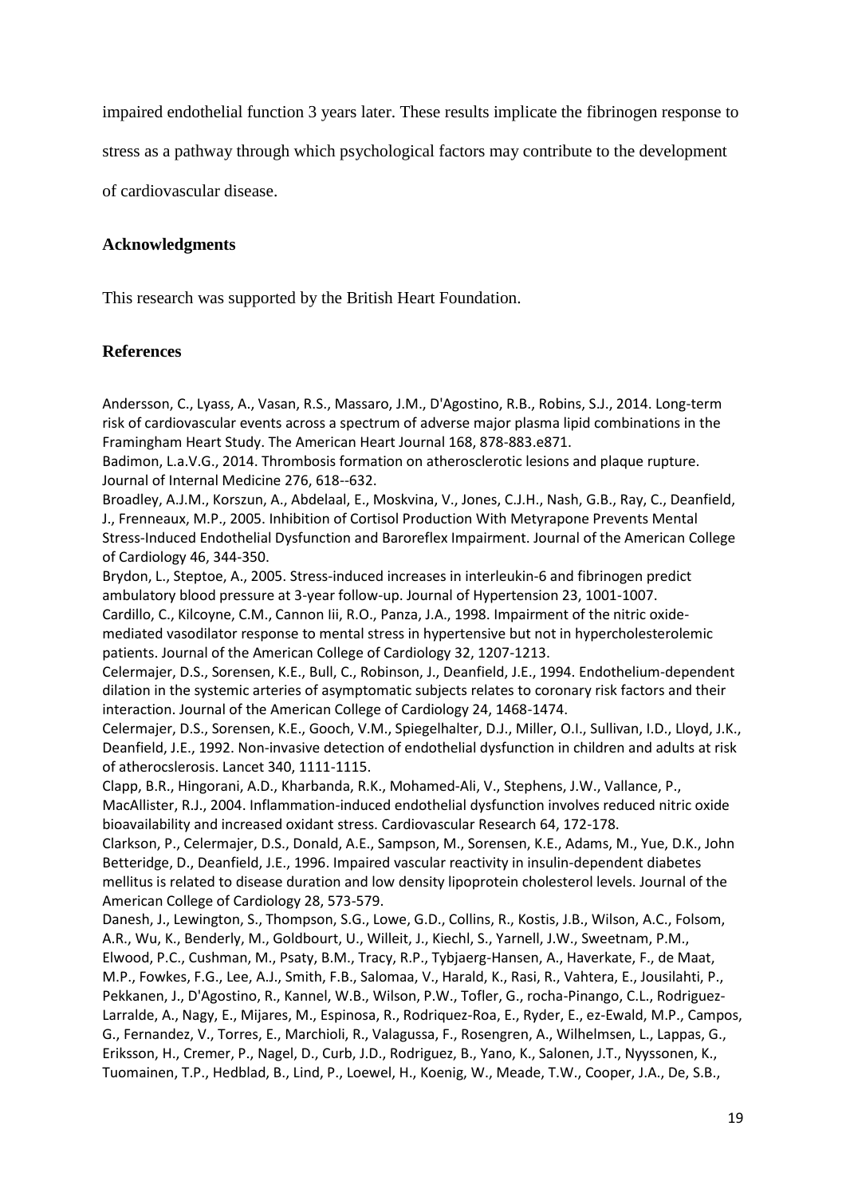impaired endothelial function 3 years later. These results implicate the fibrinogen response to stress as a pathway through which psychological factors may contribute to the development of cardiovascular disease.

### Acknowledgments

This research was supported by the British Heart Foundation.

### References

Andersson, C., Lyass, A., Vasan, R.S., Massaro, J.M., D'Agostino, R.B., Robins, S.J., 2014. Long-term risk of cardiovascular events across a spectrum of adverse major plasma lipid combinations in the Framingham Heart Study. The American Heart Journal 168, 878-883.e871.

Badimon, L.a.V.G., 2014. Thrombosis formation on atherosclerotic lesions and plaque rupture. Journal of Internal Medicine 276, 618--632.

Broadley, A.J.M., Korszun, A., Abdelaal, E., Moskvina, V., Jones, C.J.H., Nash, G.B., Ray, C., Deanfield, J., Frenneaux, M.P., 2005. Inhibition of Cortisol Production With Metyrapone Prevents Mental Stress-Induced Endothelial Dysfunction and Baroreflex Impairment. Journal of the American College of Cardiology 46, 344-350.

Brydon, L., Steptoe, A., 2005. Stress-induced increases in interleukin-6 and fibrinogen predict ambulatory blood pressure at 3-year follow-up. Journal of Hypertension 23, 1001-1007.

Cardillo, C., Kilcoyne, C.M., Cannon Iii, R.O., Panza, J.A., 1998. Impairment of the nitric oxide-mediated vasodilator response to mental stress in hypertensive but not in hypercholesterolemic patients. Journal of the American College of Cardiology 32, 1207-1213.

Celermajer, D.S., Sorensen, K.E., Bull, C., Robinson, J., Deanfield, J.E., 1994. Endothelium-dependent dilation in the systemic arteries of asymptomatic subjects relates to coronary risk factors and their interaction. Journal of the American College of Cardiology 24, 1468-1474.

Celermajer, D.S., Sorensen, K.E., Gooch, V.M., Spiegelhalter, D.J., Miller, O.I., Sullivan, I.D., Lloyd, J.K., Deanfield, J.E., 1992. Non-invasive detection of endothelial dysfunction in children and adults at risk of atherocslerosis. Lancet 340, 1111-1115.

Clapp, B.R., Hingorani, A.D., Kharbanda, R.K., Mohamed-Ali, V., Stephens, J.W., Vallance, P., MacAllister, R.J., 2004. Inflammation-induced endothelial dysfunction involves reduced nitric oxide bioavailability and increased oxidant stress. Cardiovascular Research 64, 172-178.

Clarkson, P., Celermajer, D.S., Donald, A.E., Sampson, M., Sorensen, K.E., Adams, M., Yue, D.K., John Betteridge, D., Deanfield, J.E., 1996. Impaired vascular reactivity in insulin-dependent diabetes mellitus is related to disease duration and low density lipoprotein cholesterol levels. Journal of the American College of Cardiology 28, 573-579.

Danesh, J., Lewington, S., Thompson, S.G., Lowe, G.D., Collins, R., Kostis, J.B., Wilson, A.C., Folsom, A.R., Wu, K., Benderly, M., Goldbourt, U., Willeit, J., Kiechl, S., Yarnell, J.W., Sweetnam, P.M., Elwood, P.C., Cushman, M., Psaty, B.M., Tracy, R.P., Tybjaerg-Hansen, A., Haverkate, F., de Maat, M.P., Fowkes, F.G., Lee, A.J., Smith, F.B., Salomaa, V., Harald, K., Rasi, R., Vahtera, E., Jousilahti, P., Pekkanen, J., D'Agostino, R., Kannel, W.B., Wilson, P.W., Tofler, G., rocha-Pinango, C.L., Rodriguez-Larralde, A., Nagy, E., Mijares, M., Espinosa, R., Rodriquez-Roa, E., Ryder, E., ez-Ewald, M.P., Campos, G., Fernandez, V., Torres, E., Marchioli, R., Valagussa, F., Rosengren, A., Wilhelmsen, L., Lappas, G., Eriksson, H., Cremer, P., Nagel, D., Curb, J.D., Rodriguez, B., Yano, K., Salonen, J.T., Nyyssonen, K., Tuomainen, T.P., Hedblad, B., Lind, P., Loewel, H., Koenig, W., Meade, T.W., Cooper, J.A., De, S.B.,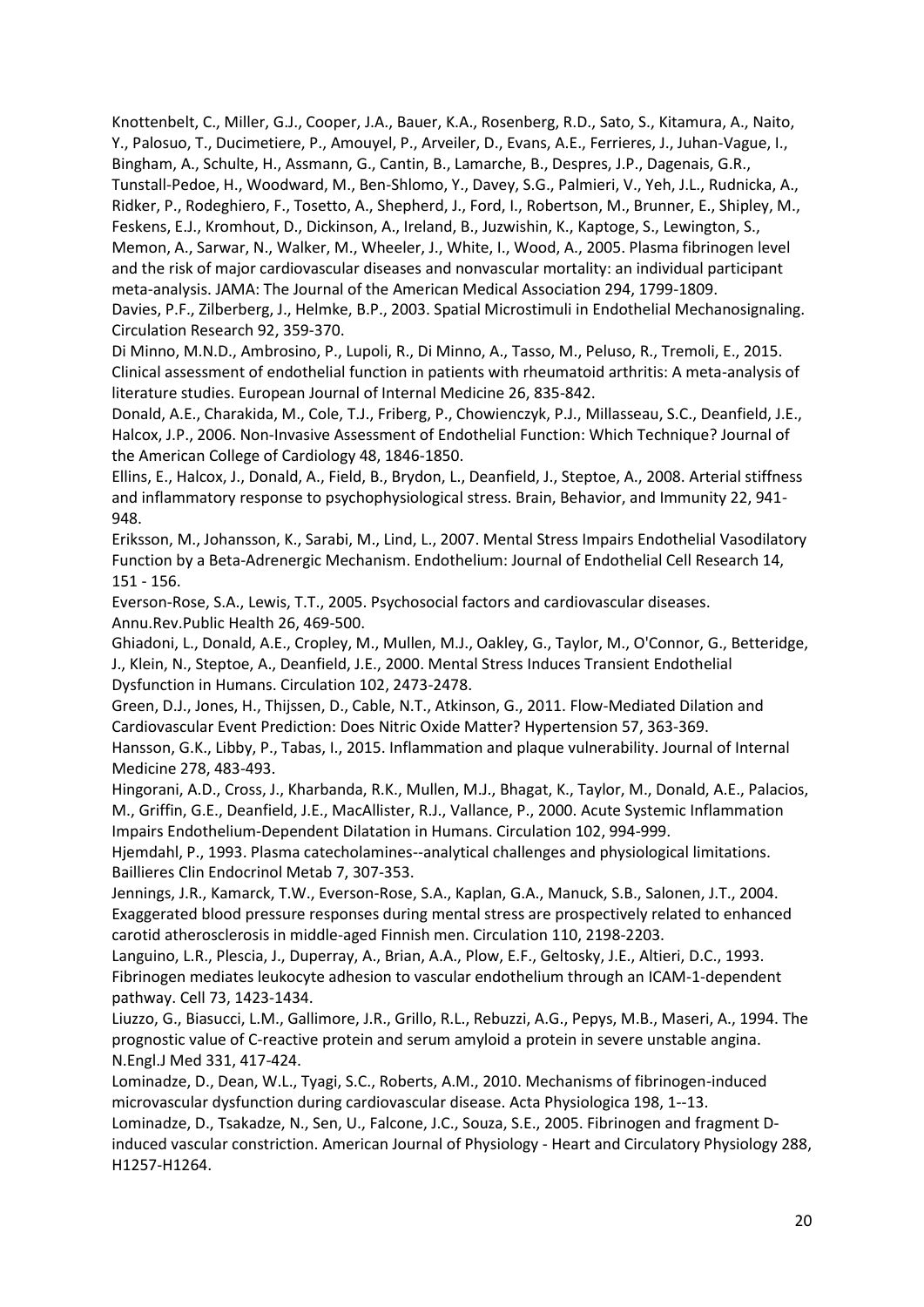Knottenbelt, C., Miller, G.J., Cooper, J.A., Bauer, K.A., Rosenberg, R.D., Sato, S., Kitamura, A., Naito, Y., Palosuo, T., Ducimetiere, P., Amouyel, P., Arveiler, D., Evans, A.E., Ferrieres, J., Juhan-Vague, I., Bingham, A., Schulte, H., Assmann, G., Cantin, B., Lamarche, B., Despres, J.P., Dagenais, G.R., Tunstall-Pedoe, H., Woodward, M., Ben-Shlomo, Y., Davey, S.G., Palmieri, V., Yeh, J.L., Rudnicka, A., Ridker, P., Rodeghiero, F., Tosetto, A., Shepherd, J., Ford, I., Robertson, M., Brunner, E., Shipley, M., Feskens, E.J., Kromhout, D., Dickinson, A., Ireland, B., Juzwishin, K., Kaptoge, S., Lewington, S., Memon, A., Sarwar, N., Walker, M., Wheeler, J., White, I., Wood, A., 2005. Plasma fibrinogen level and the risk of major cardiovascular diseases and nonvascular mortality: an individual participant meta-analysis. JAMA: The Journal of the American Medical Association 294, 1799-1809.

Davies, P.F., Zilberberg, J., Helmke, B.P., 2003. Spatial Microstimuli in Endothelial Mechanosignaling. Circulation Research 92, 359-370.

Di Minno, M.N.D., Ambrosino, P., Lupoli, R., Di Minno, A., Tasso, M., Peluso, R., Tremoli, E., 2015. Clinical assessment of endothelial function in patients with rheumatoid arthritis: A meta-analysis of literature studies. European Journal of Internal Medicine 26, 835-842.

Donald, A.E., Charakida, M., Cole, T.J., Friberg, P., Chowienczyk, P.J., Millasseau, S.C., Deanfield, J.E., Halcox, J.P., 2006. Non-Invasive Assessment of Endothelial Function: Which Technique? Journal of the American College of Cardiology 48, 1846-1850.

Ellins, E., Halcox, J., Donald, A., Field, B., Brydon, L., Deanfield, J., Steptoe, A., 2008. Arterial stiffness and inflammatory response to psychophysiological stress. Brain, Behavior, and Immunity 22, 941-948.

Eriksson, M., Johansson, K., Sarabi, M., Lind, L., 2007. Mental Stress Impairs Endothelial Vasodilatory Function by a Beta-Adrenergic Mechanism. Endothelium: Journal of Endothelial Cell Research 14, 151 - 156.

Everson-Rose, S.A., Lewis, T.T., 2005. Psychosocial factors and cardiovascular diseases. Annu.Rev.Public Health 26, 469-500.

Ghiadoni, L., Donald, A.E., Cropley, M., Mullen, M.J., Oakley, G., Taylor, M., O'Connor, G., Betteridge, J., Klein, N., Steptoe, A., Deanfield, J.E., 2000. Mental Stress Induces Transient Endothelial Dysfunction in Humans. Circulation 102, 2473-2478.

Green, D.J., Jones, H., Thijssen, D., Cable, N.T., Atkinson, G., 2011. Flow-Mediated Dilation and Cardiovascular Event Prediction: Does Nitric Oxide Matter? Hypertension 57, 363-369.

Hansson, G.K., Libby, P., Tabas, I., 2015. Inflammation and plaque vulnerability. Journal of Internal Medicine 278, 483-493.

Hingorani, A.D., Cross, J., Kharbanda, R.K., Mullen, M.J., Bhagat, K., Taylor, M., Donald, A.E., Palacios, M., Griffin, G.E., Deanfield, J.E., MacAllister, R.J., Vallance, P., 2000. Acute Systemic Inflammation Impairs Endothelium-Dependent Dilatation in Humans. Circulation 102, 994-999.

Hjemdahl, P., 1993. Plasma catecholamines--analytical challenges and physiological limitations. Baillieres Clin Endocrinol Metab 7, 307-353.

Jennings, J.R., Kamarck, T.W., Everson-Rose, S.A., Kaplan, G.A., Manuck, S.B., Salonen, J.T., 2004. Exaggerated blood pressure responses during mental stress are prospectively related to enhanced carotid atherosclerosis in middle-aged Finnish men. Circulation 110, 2198-2203.

Languino, L.R., Plescia, J., Duperray, A., Brian, A.A., Plow, E.F., Geltosky, J.E., Altieri, D.C., 1993. Fibrinogen mediates leukocyte adhesion to vascular endothelium through an ICAM-1-dependent pathway. Cell 73, 1423-1434.

Liuzzo, G., Biasucci, L.M., Gallimore, J.R., Grillo, R.L., Rebuzzi, A.G., Pepys, M.B., Maseri, A., 1994. The prognostic value of C-reactive protein and serum amyloid a protein in severe unstable angina. N.Engl.J Med 331, 417-424.

Lominadze, D., Dean, W.L., Tyagi, S.C., Roberts, A.M., 2010. Mechanisms of fibrinogen-induced microvascular dysfunction during cardiovascular disease. Acta Physiologica 198, 1--13.

Lominadze, D., Tsakadze, N., Sen, U., Falcone, J.C., Souza, S.E., 2005. Fibrinogen and fragment D-induced vascular constriction. American Journal of Physiology - Heart and Circulatory Physiology 288, H1257-H1264.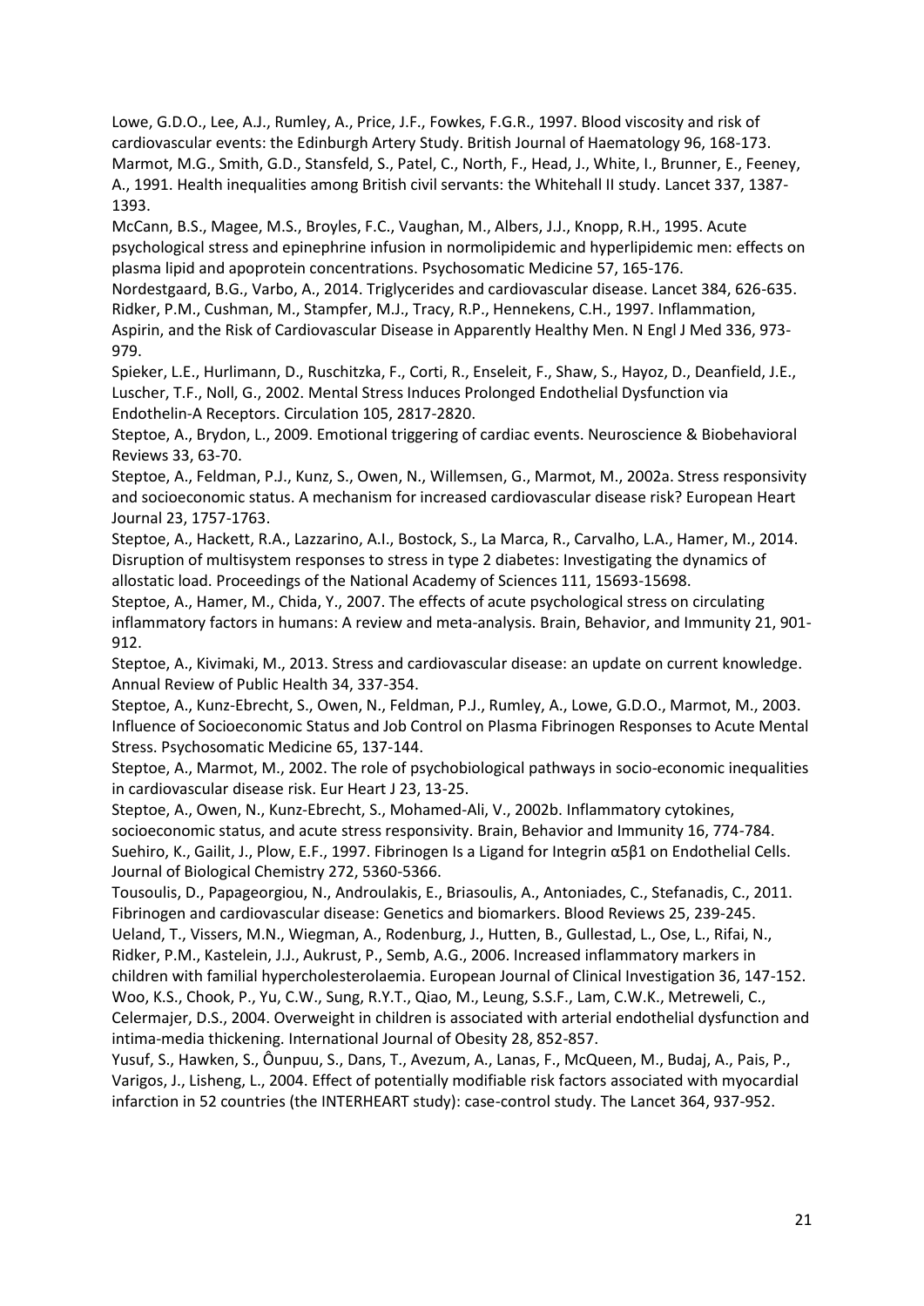Lowe, G.D.O., Lee, A.J., Rumley, A., Price, J.F., Fowkes, F.G.R., 1997. Blood viscosity and risk of cardiovascular events: the Edinburgh Artery Study. British Journal of Haematology 96, 168-173.

Marmot, M.G., Smith, G.D., Stansfeld, S., Patel, C., North, F., Head, J., White, I., Brunner, E., Feeney, A., 1991. Health inequalities among British civil servants: the Whitehall II study. Lancet 337, 1387-1393.

McCann, B.S., Magee, M.S., Broyles, F.C., Vaughan, M., Albers, J.J., Knopp, R.H., 1995. Acute psychological stress and epinephrine infusion in normolipidemic and hyperlipidemic men: effects on plasma lipid and apoprotein concentrations. Psychosomatic Medicine 57, 165-176.

Nordestgaard, B.G., Varbo, A., 2014. Triglycerides and cardiovascular disease. Lancet 384, 626-635.

Ridker, P.M., Cushman, M., Stampfer, M.J., Tracy, R.P., Hennekens, C.H., 1997. Inflammation, Aspirin, and the Risk of Cardiovascular Disease in Apparently Healthy Men. N Engl J Med 336, 973-979.

Spieker, L.E., Hurlimann, D., Ruschitzka, F., Corti, R., Enseleit, F., Shaw, S., Hayoz, D., Deanfield, J.E., Luscher, T.F., Noll, G., 2002. Mental Stress Induces Prolonged Endothelial Dysfunction via Endothelin-A Receptors. Circulation 105, 2817-2820.

Steptoe, A., Brydon, L., 2009. Emotional triggering of cardiac events. Neuroscience & Biobehavioral Reviews 33, 63-70.

Steptoe, A., Feldman, P.J., Kunz, S., Owen, N., Willemsen, G., Marmot, M., 2002a. Stress responsivity and socioeconomic status. A mechanism for increased cardiovascular disease risk? European Heart Journal 23, 1757-1763.

Steptoe, A., Hackett, R.A., Lazzarino, A.I., Bostock, S., La Marca, R., Carvalho, L.A., Hamer, M., 2014. Disruption of multisystem responses to stress in type 2 diabetes: Investigating the dynamics of allostatic load. Proceedings of the National Academy of Sciences 111, 15693-15698.

Steptoe, A., Hamer, M., Chida, Y., 2007. The effects of acute psychological stress on circulating inflammatory factors in humans: A review and meta-analysis. Brain, Behavior, and Immunity 21, 901-912.

Steptoe, A., Kivimaki, M., 2013. Stress and cardiovascular disease: an update on current knowledge. Annual Review of Public Health 34, 337-354.

Steptoe, A., Kunz-Ebrecht, S., Owen, N., Feldman, P.J., Rumley, A., Lowe, G.D.O., Marmot, M., 2003. Influence of Socioeconomic Status and Job Control on Plasma Fibrinogen Responses to Acute Mental Stress. Psychosomatic Medicine 65, 137-144.

Steptoe, A., Marmot, M., 2002. The role of psychobiological pathways in socio-economic inequalities in cardiovascular disease risk. Eur Heart J 23, 13-25.

Steptoe, A., Owen, N., Kunz-Ebrecht, S., Mohamed-Ali, V., 2002b. Inflammatory cytokines, socioeconomic status, and acute stress responsivity. Brain, Behavior and Immunity 16, 774-784.

Suehiro, K., Gailit, J., Plow, E.F., 1997. Fibrinogen Is a Ligand for Integrin $\alpha 5\beta 1$ on Endothelial Cells. Journal of Biological Chemistry 272, 5360-5366.

Tousoulis, D., Papageorgiou, N., Androulakis, E., Briasoulis, A., Antoniades, C., Stefanadis, C., 2011. Fibrinogen and cardiovascular disease: Genetics and biomarkers. Blood Reviews 25, 239-245.

Ueland, T., Vissers, M.N., Wiegman, A., Rodenburg, J., Hutten, B., Gullestad, L., Ose, L., Rifai, N., Ridker, P.M., Kastelein, J.J., Aukrust, P., Semb, A.G., 2006. Increased inflammatory markers in children with familial hypercholesterolaemia. European Journal of Clinical Investigation 36, 147-152.

Woo, K.S., Chook, P., Yu, C.W., Sung, R.Y.T., Qiao, M., Leung, S.S.F., Lam, C.W.K., Metreweli, C., Celermajer, D.S., 2004. Overweight in children is associated with arterial endothelial dysfunction and intima-media thickening. International Journal of Obesity 28, 852-857.

Yusuf, S., Hawken, S., Ôunpuu, S., Dans, T., Avezum, A., Lanas, F., McQueen, M., Budaj, A., Pais, P., Varigos, J., Lisheng, L., 2004. Effect of potentially modifiable risk factors associated with myocardial infarction in 52 countries (the INTERHEART study): case-control study. The Lancet 364, 937-952.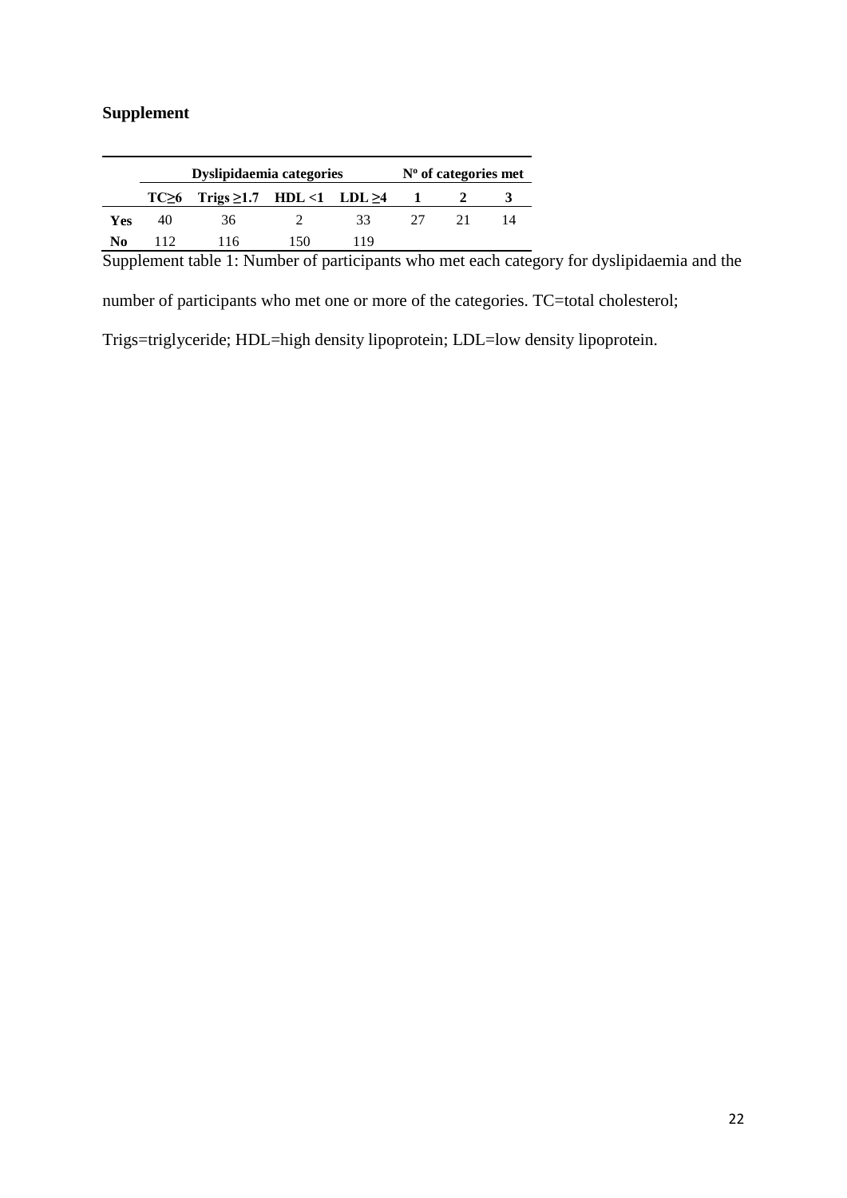**Supplement**

| | Dyslipidaemia categories | | | | Nº of categories met | | |
|---|---|---|---|---|---|---|---|
| | TC≥6 | Trigs ≥1.7 | HDL <1 | LDL ≥4 | 1 | 2 | 3 |
| **Yes** | 40 | 36 | 2 | 33 | 27 | 21 | 14 |
| **No** | 112 | 116 | 150 | 119 | | | |

Supplement table 1: Number of participants who met each category for dyslipidaemia and the number of participants who met one or more of the categories. TC=total cholesterol; Trigs=triglyceride; HDL=high density lipoprotein; LDL=low density lipoprotein.